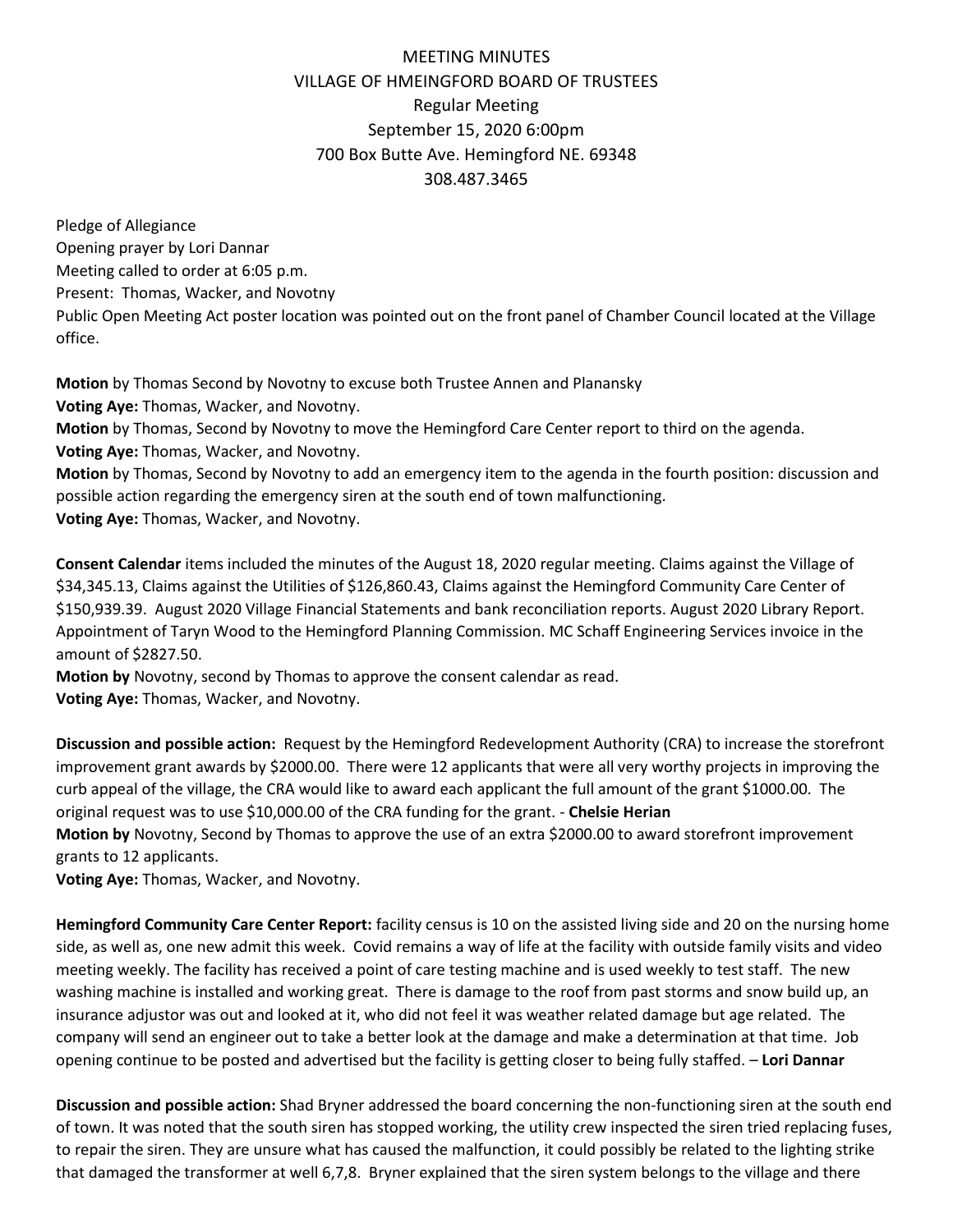# MEETING MINUTES
## VILLAGE OF HMEINGFORD BOARD OF TRUSTEES
### Regular Meeting
September 15, 2020 6:00pm
700 Box Butte Ave. Hemingford NE. 69348
308.487.3465

Pledge of Allegiance
Opening prayer by Lori Dannar
Meeting called to order at 6:05 p.m.
Present: Thomas, Wacker, and Novotny
Public Open Meeting Act poster location was pointed out on the front panel of Chamber Council located at the Village office.

**Motion** by Thomas Second by Novotny to excuse both Trustee Annen and Planansky
**Voting Aye:** Thomas, Wacker, and Novotny.
**Motion** by Thomas, Second by Novotny to move the Hemingford Care Center report to third on the agenda.
**Voting Aye:** Thomas, Wacker, and Novotny.
**Motion** by Thomas, Second by Novotny to add an emergency item to the agenda in the fourth position: discussion and possible action regarding the emergency siren at the south end of town malfunctioning.
**Voting Aye:** Thomas, Wacker, and Novotny.

**Consent Calendar** items included the minutes of the August 18, 2020 regular meeting. Claims against the Village of $34,345.13, Claims against the Utilities of $126,860.43, Claims against the Hemingford Community Care Center of $150,939.39. August 2020 Village Financial Statements and bank reconciliation reports. August 2020 Library Report. Appointment of Taryn Wood to the Hemingford Planning Commission. MC Schaff Engineering Services invoice in the amount of $2827.50.
**Motion by** Novotny, second by Thomas to approve the consent calendar as read.
**Voting Aye:** Thomas, Wacker, and Novotny.

**Discussion and possible action:** Request by the Hemingford Redevelopment Authority (CRA) to increase the storefront improvement grant awards by $2000.00. There were 12 applicants that were all very worthy projects in improving the curb appeal of the village, the CRA would like to award each applicant the full amount of the grant $1000.00. The original request was to use $10,000.00 of the CRA funding for the grant. - **Chelsie Herian**
**Motion by** Novotny, Second by Thomas to approve the use of an extra $2000.00 to award storefront improvement grants to 12 applicants.
**Voting Aye:** Thomas, Wacker, and Novotny.

**Hemingford Community Care Center Report:** facility census is 10 on the assisted living side and 20 on the nursing home side, as well as, one new admit this week. Covid remains a way of life at the facility with outside family visits and video meeting weekly. The facility has received a point of care testing machine and is used weekly to test staff. The new washing machine is installed and working great. There is damage to the roof from past storms and snow build up, an insurance adjustor was out and looked at it, who did not feel it was weather related damage but age related. The company will send an engineer out to take a better look at the damage and make a determination at that time. Job opening continue to be posted and advertised but the facility is getting closer to being fully staffed. – **Lori Dannar**

**Discussion and possible action:** Shad Bryner addressed the board concerning the non-functioning siren at the south end of town. It was noted that the south siren has stopped working, the utility crew inspected the siren tried replacing fuses, to repair the siren. They are unsure what has caused the malfunction, it could possibly be related to the lighting strike that damaged the transformer at well 6,7,8. Bryner explained that the siren system belongs to the village and there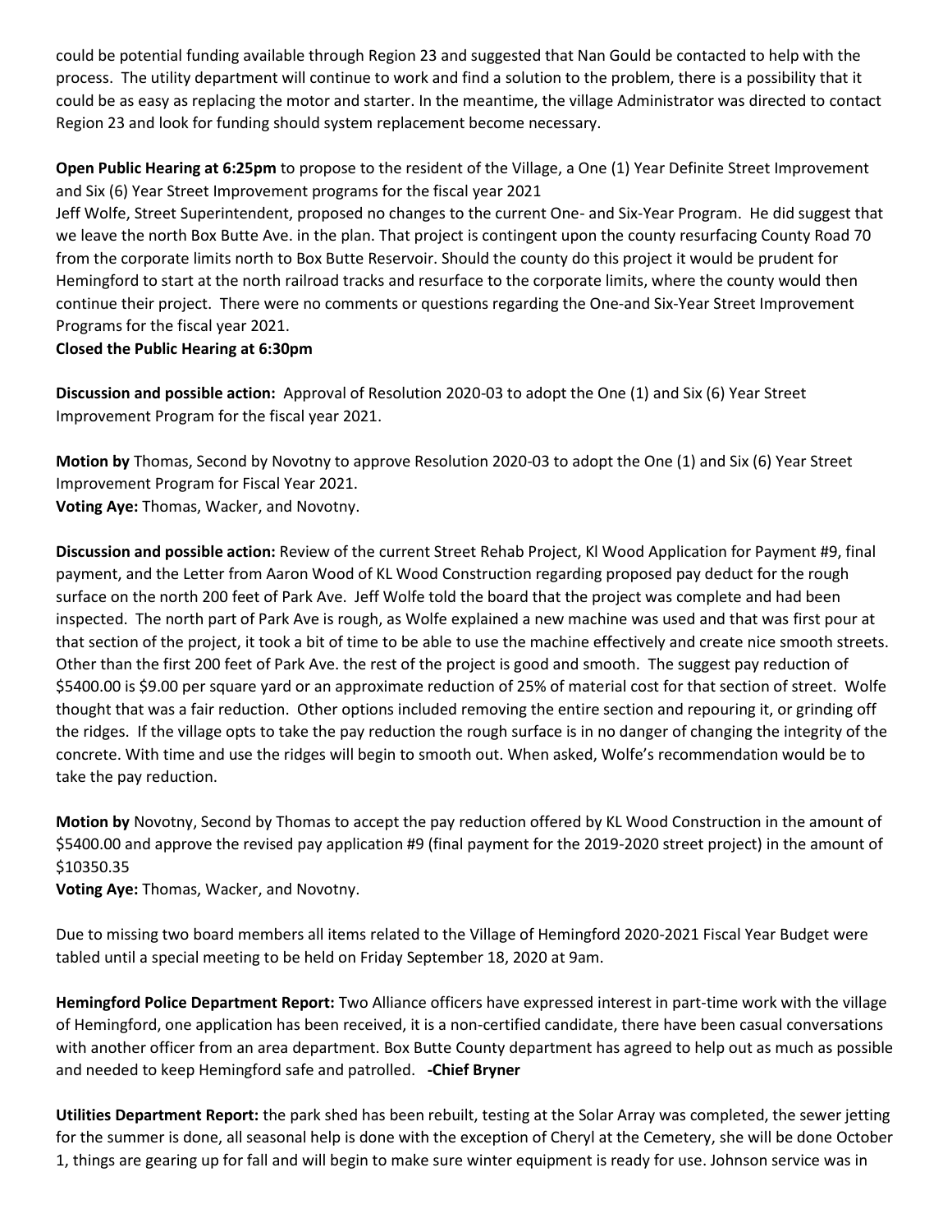could be potential funding available through Region 23 and suggested that Nan Gould be contacted to help with the process. The utility department will continue to work and find a solution to the problem, there is a possibility that it could be as easy as replacing the motor and starter. In the meantime, the village Administrator was directed to contact Region 23 and look for funding should system replacement become necessary.

**Open Public Hearing at 6:25pm** to propose to the resident of the Village, a One (1) Year Definite Street Improvement and Six (6) Year Street Improvement programs for the fiscal year 2021

Jeff Wolfe, Street Superintendent, proposed no changes to the current One- and Six-Year Program. He did suggest that we leave the north Box Butte Ave. in the plan. That project is contingent upon the county resurfacing County Road 70 from the corporate limits north to Box Butte Reservoir. Should the county do this project it would be prudent for Hemingford to start at the north railroad tracks and resurface to the corporate limits, where the county would then continue their project. There were no comments or questions regarding the One-and Six-Year Street Improvement Programs for the fiscal year 2021.

**Closed the Public Hearing at 6:30pm**

**Discussion and possible action:** Approval of Resolution 2020-03 to adopt the One (1) and Six (6) Year Street Improvement Program for the fiscal year 2021.

**Motion by** Thomas, Second by Novotny to approve Resolution 2020-03 to adopt the One (1) and Six (6) Year Street Improvement Program for Fiscal Year 2021.

**Voting Aye:** Thomas, Wacker, and Novotny.

**Discussion and possible action:** Review of the current Street Rehab Project, Kl Wood Application for Payment #9, final payment, and the Letter from Aaron Wood of KL Wood Construction regarding proposed pay deduct for the rough surface on the north 200 feet of Park Ave. Jeff Wolfe told the board that the project was complete and had been inspected. The north part of Park Ave is rough, as Wolfe explained a new machine was used and that was first pour at that section of the project, it took a bit of time to be able to use the machine effectively and create nice smooth streets. Other than the first 200 feet of Park Ave. the rest of the project is good and smooth. The suggest pay reduction of $5400.00 is $9.00 per square yard or an approximate reduction of 25% of material cost for that section of street. Wolfe thought that was a fair reduction. Other options included removing the entire section and repouring it, or grinding off the ridges. If the village opts to take the pay reduction the rough surface is in no danger of changing the integrity of the concrete. With time and use the ridges will begin to smooth out. When asked, Wolfe's recommendation would be to take the pay reduction.

**Motion by** Novotny, Second by Thomas to accept the pay reduction offered by KL Wood Construction in the amount of $5400.00 and approve the revised pay application #9 (final payment for the 2019-2020 street project) in the amount of $10350.35

**Voting Aye:** Thomas, Wacker, and Novotny.

Due to missing two board members all items related to the Village of Hemingford 2020-2021 Fiscal Year Budget were tabled until a special meeting to be held on Friday September 18, 2020 at 9am.

**Hemingford Police Department Report:** Two Alliance officers have expressed interest in part-time work with the village of Hemingford, one application has been received, it is a non-certified candidate, there have been casual conversations with another officer from an area department. Box Butte County department has agreed to help out as much as possible and needed to keep Hemingford safe and patrolled. **-Chief Bryner**

**Utilities Department Report:** the park shed has been rebuilt, testing at the Solar Array was completed, the sewer jetting for the summer is done, all seasonal help is done with the exception of Cheryl at the Cemetery, she will be done October 1, things are gearing up for fall and will begin to make sure winter equipment is ready for use. Johnson service was in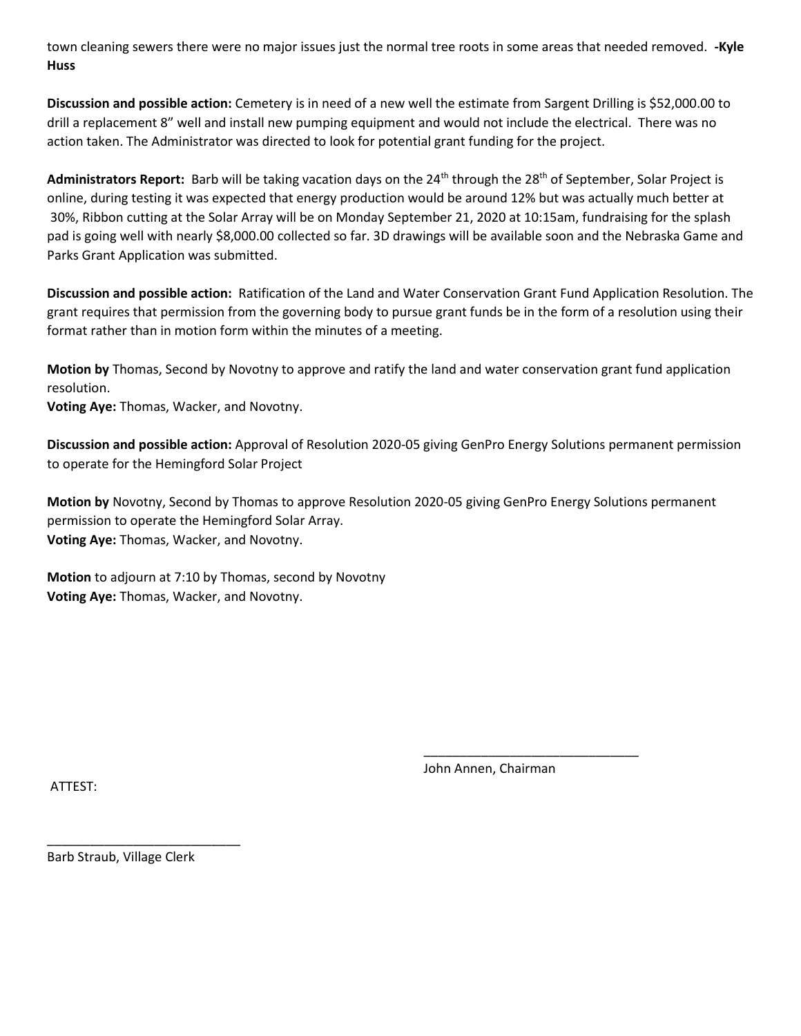town cleaning sewers there were no major issues just the normal tree roots in some areas that needed removed. **-Kyle Huss**

**Discussion and possible action:** Cemetery is in need of a new well the estimate from Sargent Drilling is $52,000.00 to drill a replacement 8" well and install new pumping equipment and would not include the electrical. There was no action taken. The Administrator was directed to look for potential grant funding for the project.

**Administrators Report:** Barb will be taking vacation days on the 24th through the 28th of September, Solar Project is online, during testing it was expected that energy production would be around 12% but was actually much better at 30%, Ribbon cutting at the Solar Array will be on Monday September 21, 2020 at 10:15am, fundraising for the splash pad is going well with nearly $8,000.00 collected so far. 3D drawings will be available soon and the Nebraska Game and Parks Grant Application was submitted.

**Discussion and possible action:** Ratification of the Land and Water Conservation Grant Fund Application Resolution. The grant requires that permission from the governing body to pursue grant funds be in the form of a resolution using their format rather than in motion form within the minutes of a meeting.

**Motion by** Thomas, Second by Novotny to approve and ratify the land and water conservation grant fund application resolution.
**Voting Aye:** Thomas, Wacker, and Novotny.

**Discussion and possible action:** Approval of Resolution 2020-05 giving GenPro Energy Solutions permanent permission to operate for the Hemingford Solar Project

**Motion by** Novotny, Second by Thomas to approve Resolution 2020-05 giving GenPro Energy Solutions permanent permission to operate the Hemingford Solar Array.
**Voting Aye:** Thomas, Wacker, and Novotny.

**Motion** to adjourn at 7:10 by Thomas, second by Novotny
**Voting Aye:** Thomas, Wacker, and Novotny.

\_\_\_\_\_\_\_\_\_\_\_\_\_\_\_\_\_\_\_\_\_\_\_\_\_\_\_\_\_\_
John Annen, Chairman

ATTEST:

\_\_\_\_\_\_\_\_\_\_\_\_\_\_\_\_\_\_\_\_\_\_\_\_\_\_\_\_
Barb Straub, Village Clerk